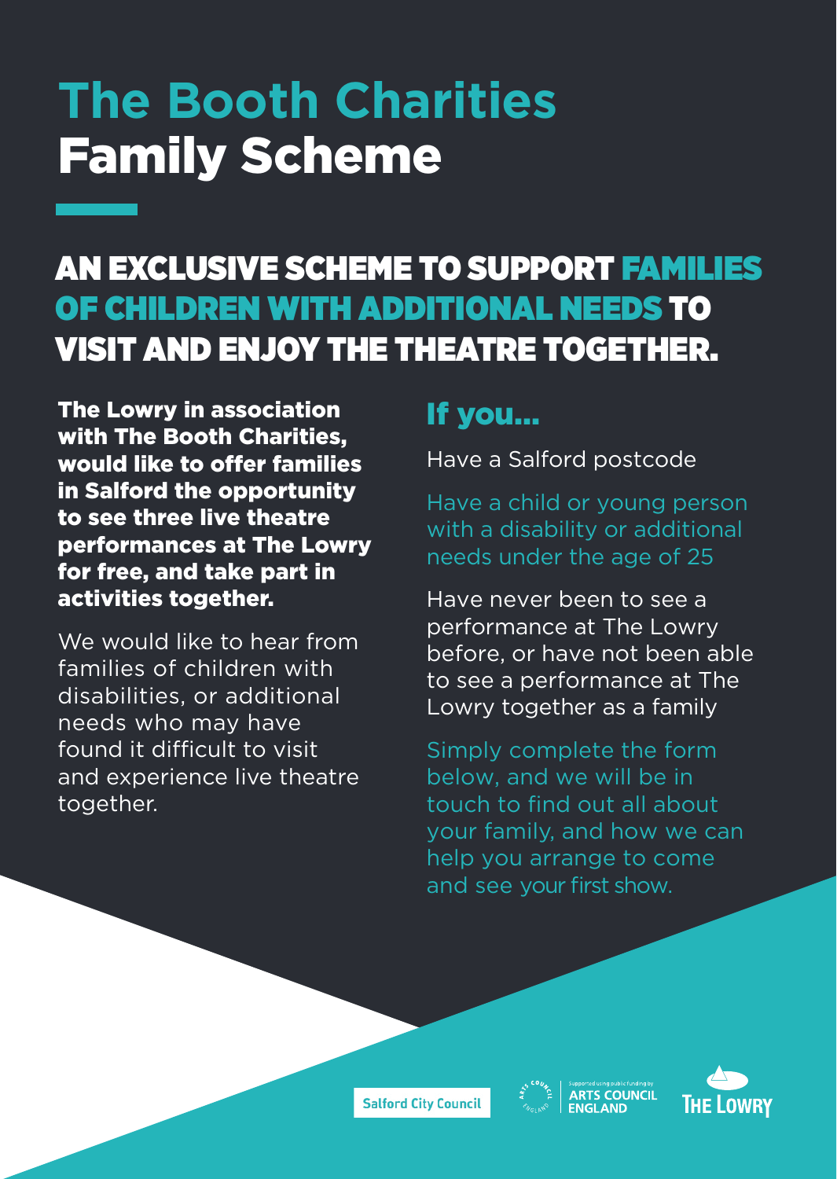# The Booth Charities Family Scheme

## AN EXCLUSIVE SCHEME TO SUPPORT FAMILIES OF CHILDREN WITH ADDITIONAL NEEDS TO VISIT AND ENJOY THE THEATRE TOGETHER.

**The Lowry in association with The Booth Charities, would like to offer families in Salford the opportunity to see three live theatre performances at The Lowry for free, and take part in activities together.**

We would like to hear from families of children with disabilities, or additional needs who may have found it difficult to visit and experience live theatre together.

### If you...

Have a Salford postcode

Have a child or young person with a disability or additional needs under the age of 25

Have never been to see a performance at The Lowry before, or have not been able to see a performance at The Lowry together as a family

Simply complete the form below, and we will be in touch to find out all about your family, and how we can help you arrange to come and see your first show.

Salford City Council

Supported using public funding by ARTS COUNCIL ENGLAND

THE LOWRY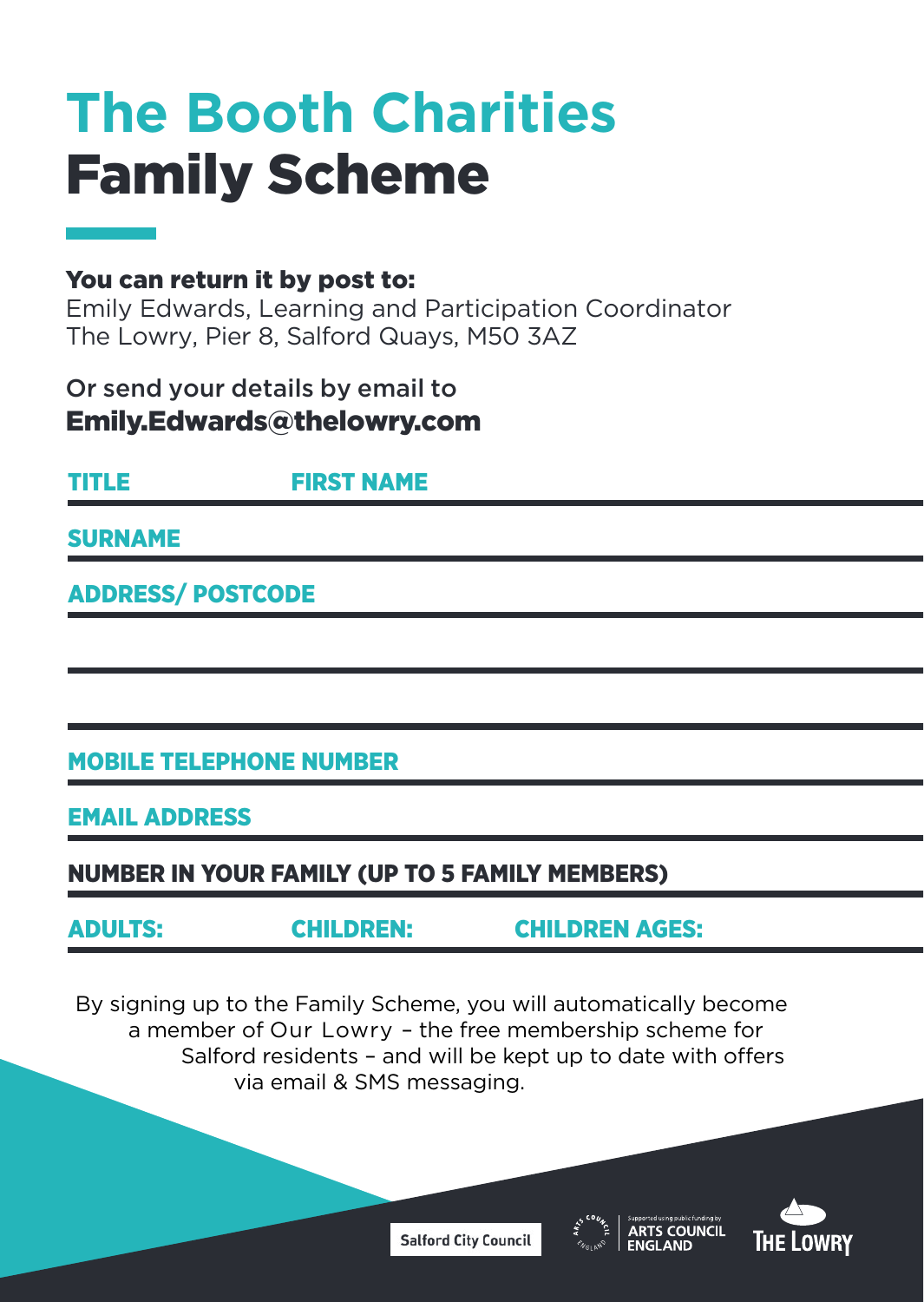# The Booth Charities
# Family Scheme

**You can return it by post to:**
Emily Edwards, Learning and Participation Coordinator
The Lowry, Pier 8, Salford Quays, M50 3AZ

Or send your details by email to
**Emily.Edwards@thelowry.com**

**TITLE** **FIRST NAME**

**SURNAME**

**ADDRESS/ POSTCODE**

**MOBILE TELEPHONE NUMBER**

**EMAIL ADDRESS**

**NUMBER IN YOUR FAMILY (UP TO 5 FAMILY MEMBERS)**

**ADULTS:** **CHILDREN:** **CHILDREN AGES:**

By signing up to the Family Scheme, you will automatically become a member of Our Lowry – the free membership scheme for Salford residents – and will be kept up to date with offers via email & SMS messaging.

Salford City Council

Supported using public funding by ARTS COUNCIL ENGLAND

THE LOWRY